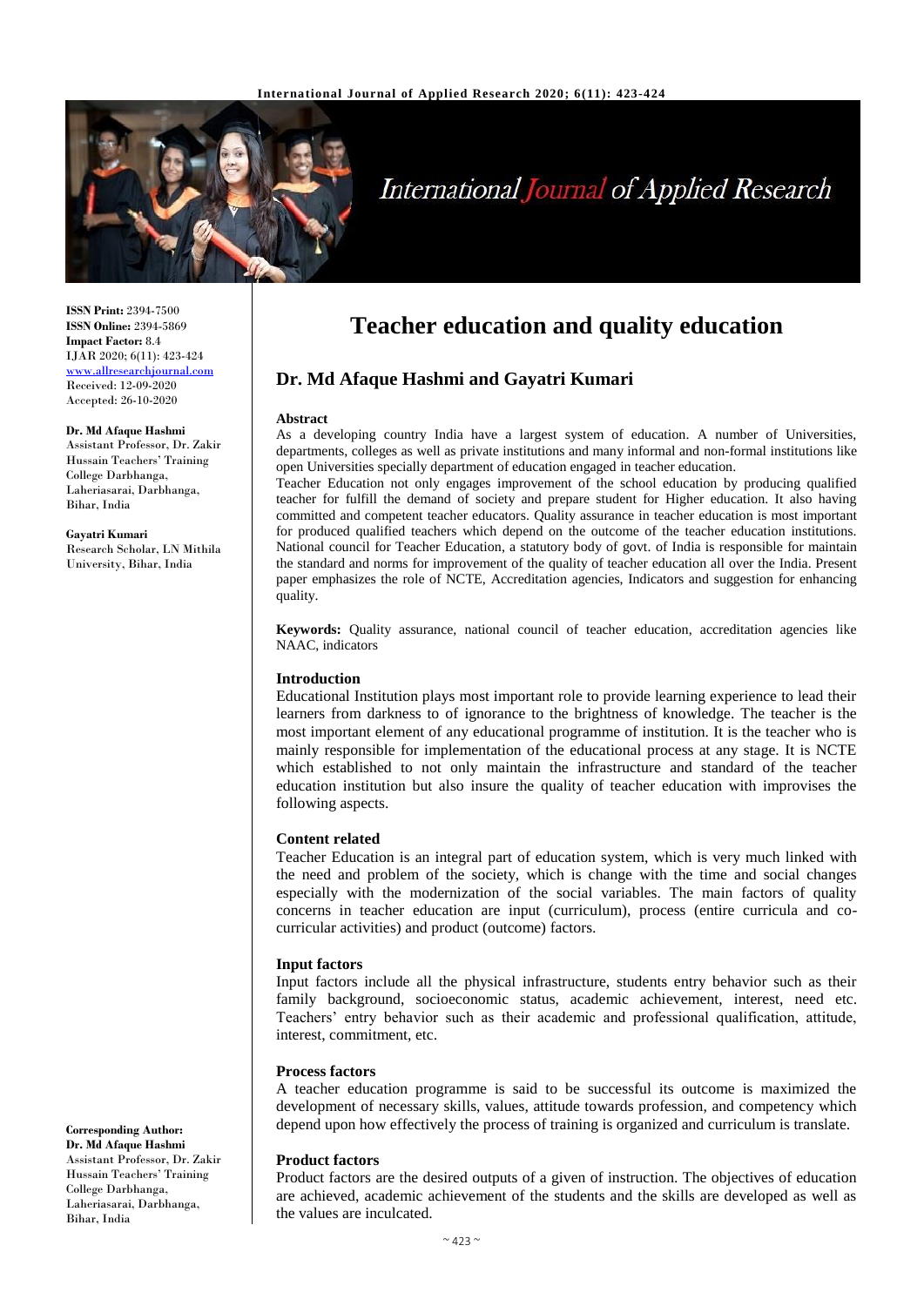ISSN Print: 2394-7500
ISSN Online: 2394-5869
Impact Factor: 8.4
IJAR 2020; 6(11): 423-424
www.allresearchjournal.com
Received: 12-09-2020
Accepted: 26-10-2020

**Dr. Md Afaque Hashmi**
Assistant Professor, Dr. Zakir Hussain Teachers' Training College Darbhanga, Laheriasarai, Darbhanga, Bihar, India

**Gayatri Kumari**
Research Scholar, LN Mithila University, Bihar, India

**Corresponding Author:**
**Dr. Md Afaque Hashmi**
Assistant Professor, Dr. Zakir Hussain Teachers' Training College Darbhanga, Laheriasarai, Darbhanga, Bihar, India

# Teacher education and quality education

## Dr. Md Afaque Hashmi and Gayatri Kumari

### Abstract

As a developing country India have a largest system of education. A number of Universities, departments, colleges as well as private institutions and many informal and non-formal institutions like open Universities specially department of education engaged in teacher education.

Teacher Education not only engages improvement of the school education by producing qualified teacher for fulfill the demand of society and prepare student for Higher education. It also having committed and competent teacher educators. Quality assurance in teacher education is most important for produced qualified teachers which depend on the outcome of the teacher education institutions. National council for Teacher Education, a statutory body of govt. of India is responsible for maintain the standard and norms for improvement of the quality of teacher education all over the India. Present paper emphasizes the role of NCTE, Accreditation agencies, Indicators and suggestion for enhancing quality.

**Keywords:** Quality assurance, national council of teacher education, accreditation agencies like NAAC, indicators

### Introduction

Educational Institution plays most important role to provide learning experience to lead their learners from darkness to of ignorance to the brightness of knowledge. The teacher is the most important element of any educational programme of institution. It is the teacher who is mainly responsible for implementation of the educational process at any stage. It is NCTE which established to not only maintain the infrastructure and standard of the teacher education institution but also insure the quality of teacher education with improvises the following aspects.

### Content related

Teacher Education is an integral part of education system, which is very much linked with the need and problem of the society, which is change with the time and social changes especially with the modernization of the social variables. The main factors of quality concerns in teacher education are input (curriculum), process (entire curricula and co-curricular activities) and product (outcome) factors.

### Input factors

Input factors include all the physical infrastructure, students entry behavior such as their family background, socioeconomic status, academic achievement, interest, need etc. Teachers' entry behavior such as their academic and professional qualification, attitude, interest, commitment, etc.

### Process factors

A teacher education programme is said to be successful its outcome is maximized the development of necessary skills, values, attitude towards profession, and competency which depend upon how effectively the process of training is organized and curriculum is translate.

### Product factors

Product factors are the desired outputs of a given of instruction. The objectives of education are achieved, academic achievement of the students and the skills are developed as well as the values are inculcated.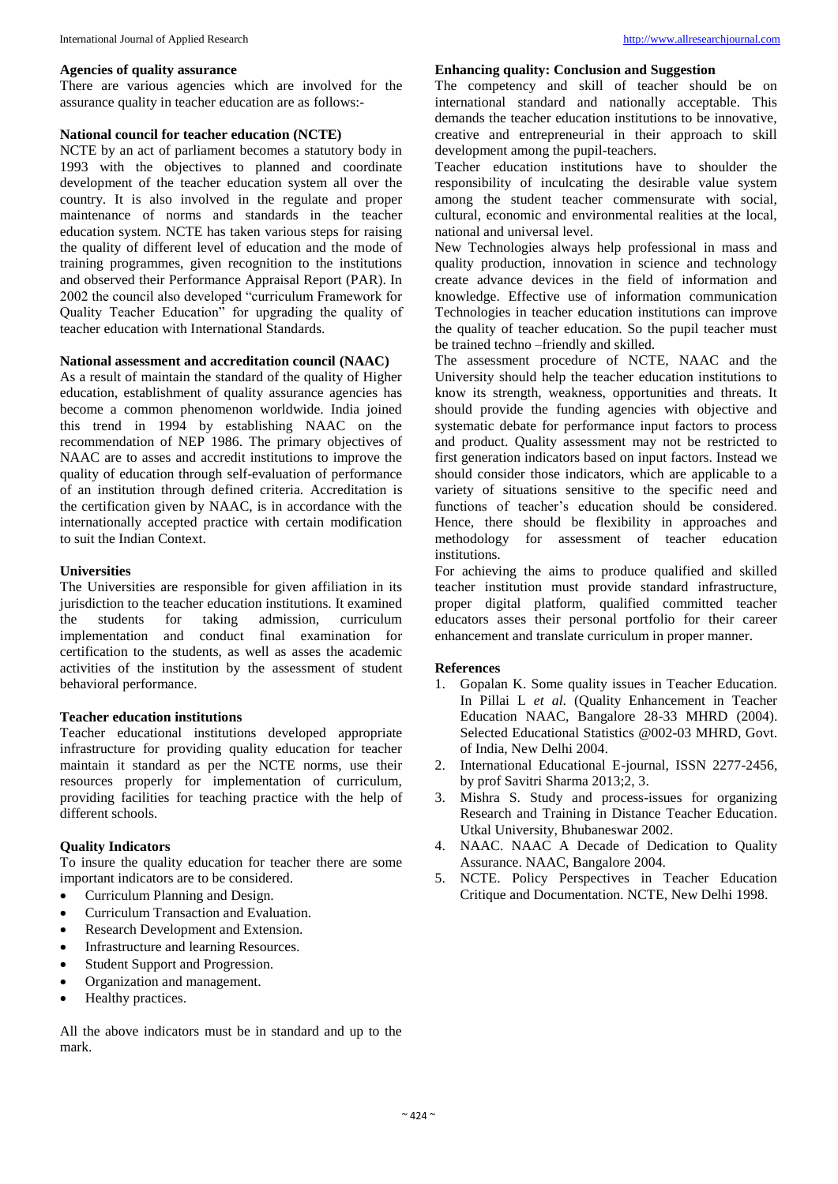### Agencies of quality assurance

There are various agencies which are involved for the assurance quality in teacher education are as follows:-

### National council for teacher education (NCTE)

NCTE by an act of parliament becomes a statutory body in 1993 with the objectives to planned and coordinate development of the teacher education system all over the country. It is also involved in the regulate and proper maintenance of norms and standards in the teacher education system. NCTE has taken various steps for raising the quality of different level of education and the mode of training programmes, given recognition to the institutions and observed their Performance Appraisal Report (PAR). In 2002 the council also developed "curriculum Framework for Quality Teacher Education" for upgrading the quality of teacher education with International Standards.

### National assessment and accreditation council (NAAC)

As a result of maintain the standard of the quality of Higher education, establishment of quality assurance agencies has become a common phenomenon worldwide. India joined this trend in 1994 by establishing NAAC on the recommendation of NEP 1986. The primary objectives of NAAC are to asses and accredit institutions to improve the quality of education through self-evaluation of performance of an institution through defined criteria. Accreditation is the certification given by NAAC, is in accordance with the internationally accepted practice with certain modification to suit the Indian Context.

### Universities

The Universities are responsible for given affiliation in its jurisdiction to the teacher education institutions. It examined the students for taking admission, curriculum implementation and conduct final examination for certification to the students, as well as asses the academic activities of the institution by the assessment of student behavioral performance.

### Teacher education institutions

Teacher educational institutions developed appropriate infrastructure for providing quality education for teacher maintain it standard as per the NCTE norms, use their resources properly for implementation of curriculum, providing facilities for teaching practice with the help of different schools.

### Quality Indicators

To insure the quality education for teacher there are some important indicators are to be considered.

- Curriculum Planning and Design.
- Curriculum Transaction and Evaluation.
- Research Development and Extension.
- Infrastructure and learning Resources.
- Student Support and Progression.
- Organization and management.
- Healthy practices.

All the above indicators must be in standard and up to the mark.

### Enhancing quality: Conclusion and Suggestion

The competency and skill of teacher should be on international standard and nationally acceptable. This demands the teacher education institutions to be innovative, creative and entrepreneurial in their approach to skill development among the pupil-teachers.

Teacher education institutions have to shoulder the responsibility of inculcating the desirable value system among the student teacher commensurate with social, cultural, economic and environmental realities at the local, national and universal level.

New Technologies always help professional in mass and quality production, innovation in science and technology create advance devices in the field of information and knowledge. Effective use of information communication Technologies in teacher education institutions can improve the quality of teacher education. So the pupil teacher must be trained techno –friendly and skilled.

The assessment procedure of NCTE, NAAC and the University should help the teacher education institutions to know its strength, weakness, opportunities and threats. It should provide the funding agencies with objective and systematic debate for performance input factors to process and product. Quality assessment may not be restricted to first generation indicators based on input factors. Instead we should consider those indicators, which are applicable to a variety of situations sensitive to the specific need and functions of teacher's education should be considered. Hence, there should be flexibility in approaches and methodology for assessment of teacher education institutions.

For achieving the aims to produce qualified and skilled teacher institution must provide standard infrastructure, proper digital platform, qualified committed teacher educators asses their personal portfolio for their career enhancement and translate curriculum in proper manner.

### References

1. Gopalan K. Some quality issues in Teacher Education. In Pillai L *et al.* (Quality Enhancement in Teacher Education NAAC, Bangalore 28-33 MHRD (2004). Selected Educational Statistics @002-03 MHRD, Govt. of India, New Delhi 2004.
2. International Educational E-journal, ISSN 2277-2456, by prof Savitri Sharma 2013;2, 3.
3. Mishra S. Study and process-issues for organizing Research and Training in Distance Teacher Education. Utkal University, Bhubaneswar 2002.
4. NAAC. NAAC A Decade of Dedication to Quality Assurance. NAAC, Bangalore 2004.
5. NCTE. Policy Perspectives in Teacher Education Critique and Documentation. NCTE, New Delhi 1998.